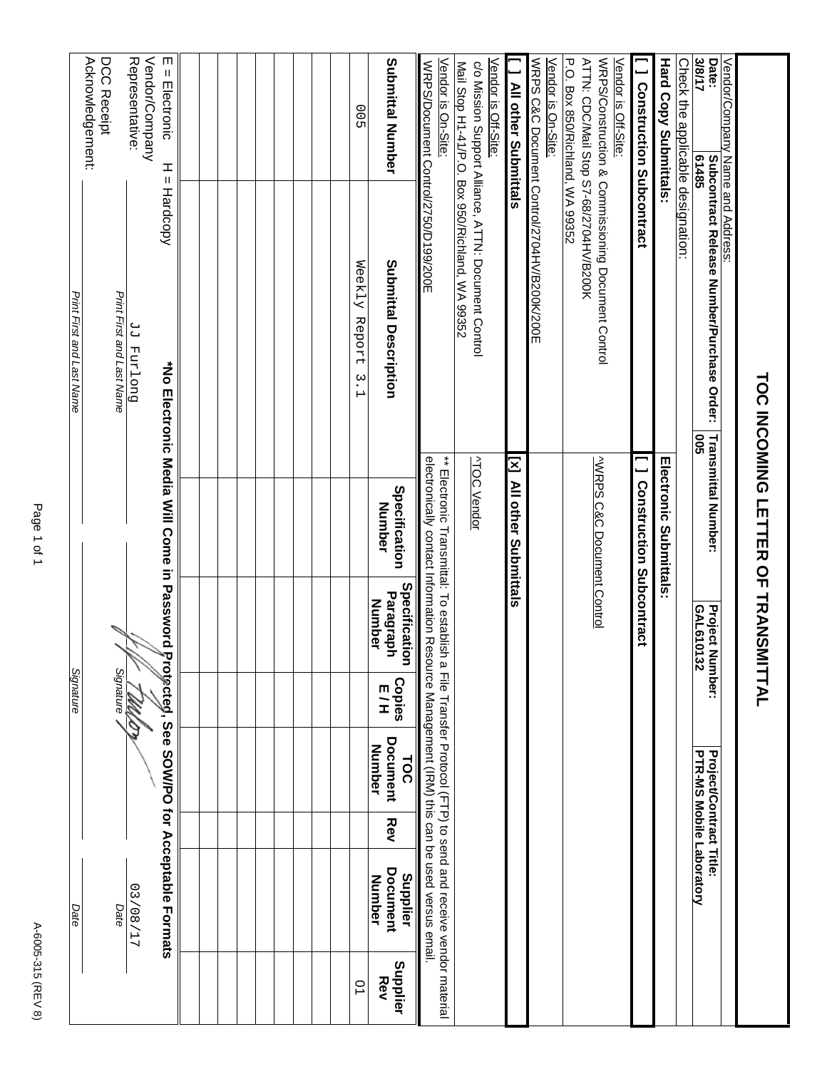# TOC INCOMING LETTER OF TRANSMITTAL

| Vendor/Company Name and Address: | | | |
|---|---|---|---|
| **Date:** **3/8/17** | **Subcontract Release Number/Purchase Order:** **61485** | **Transmittal Number:** **005** | **Project Number:** **GAL610132** | **Project/Contract Title:** **PTR-MS Mobile Laboratory** |

Check the applicable designation:

| **Hard Copy Submittals:** | **Electronic Submittals:** |
|---|---|
| **[ ] Construction Subcontract** | **[ ] Construction Subcontract** |
| Vendor is Off-Site: WRPS/Construction & Commissioning Document Control ATTN: CDC/Mail Stop S7-68/2704HV/B200K P.O. Box 850/Richland, WA 99352 | ^WRPS C&C Document Control |
| Vendor is On-Site: WRPS C&C Document Control/2704HV/B200K/200E | |
| **[ ] All other Submittals** | **[x] All other Submittals** |
| Vendor is Off-Site: c/o Mission Support Alliance, ATTN: Document Control Mail Stop H1-41/P.O. Box 950/Richland, WA 99352 | ^TOC Vendor |
| Vendor is On-Site: WRPS/Document Control/2750/D199/200E | ** Electronic Transmittal: To establish a File Transfer Protocol (FTP) to send and receive vendor material electronically contact Information Resource Management (IRM) this can be used versus email. |

| Submittal Number | Submittal Description | Specification Number | Specification Paragraph Number | Copies E / H | TOC Document Number | Rev | Supplier Document Number | Supplier Rev |
|---|---|---|---|---|---|---|---|---|
| 005 | Weekly Report 3.1 | | | | | | | 01 |
| | | | | | | | | |
| | | | | | | | | |
| | | | | | | | | |
| | | | | | | | | |
| | | | | | | | | |
| | | | | | | | | |
| | | | | | | | | |
| | | | | | | | | |
| | | | | | | | | |

E = Electronic H = Hardcopy **\*No Electronic Media Will Come in Password Protected, See SOW/PO for Acceptable Formats**

Vendor/Company Representative: JJ Furlong (*Print First and Last Name*) [signature] (*Signature*) 03/08/17 (*Date*)

DCC Receipt Acknowledgement: ______ (*Print First and Last Name*) ______ (*Signature*) ______ (*Date*)

A-6005-315 (REV 8)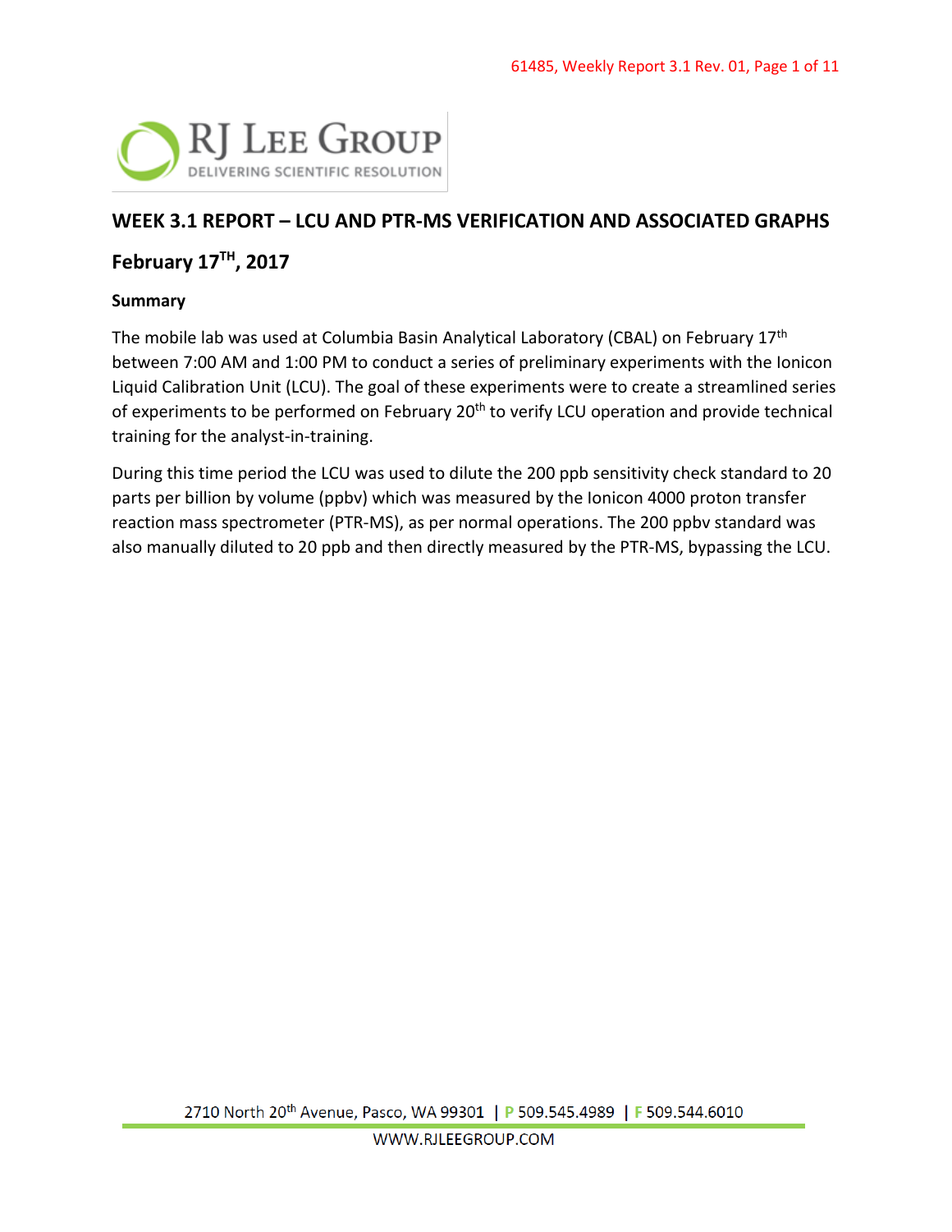## WEEK 3.1 REPORT – LCU AND PTR-MS VERIFICATION AND ASSOCIATED GRAPHS

### February 17TH, 2017

**Summary**

The mobile lab was used at Columbia Basin Analytical Laboratory (CBAL) on February 17th between 7:00 AM and 1:00 PM to conduct a series of preliminary experiments with the Ionicon Liquid Calibration Unit (LCU). The goal of these experiments were to create a streamlined series of experiments to be performed on February 20th to verify LCU operation and provide technical training for the analyst-in-training.

During this time period the LCU was used to dilute the 200 ppb sensitivity check standard to 20 parts per billion by volume (ppbv) which was measured by the Ionicon 4000 proton transfer reaction mass spectrometer (PTR-MS), as per normal operations. The 200 ppbv standard was also manually diluted to 20 ppb and then directly measured by the PTR-MS, bypassing the LCU.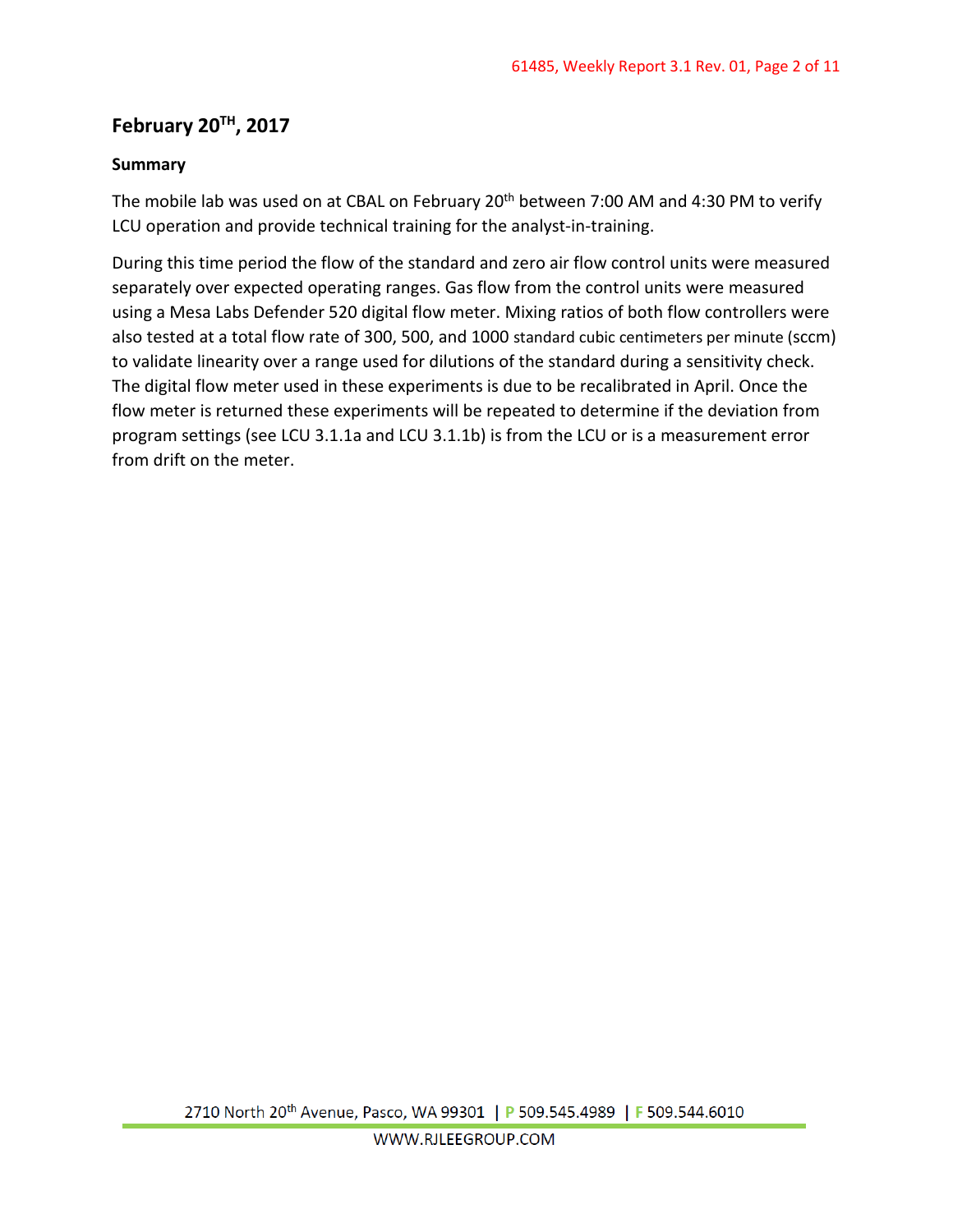## February 20TH, 2017

### Summary

The mobile lab was used on at CBAL on February 20th between 7:00 AM and 4:30 PM to verify LCU operation and provide technical training for the analyst-in-training.

During this time period the flow of the standard and zero air flow control units were measured separately over expected operating ranges. Gas flow from the control units were measured using a Mesa Labs Defender 520 digital flow meter. Mixing ratios of both flow controllers were also tested at a total flow rate of 300, 500, and 1000 standard cubic centimeters per minute (sccm) to validate linearity over a range used for dilutions of the standard during a sensitivity check. The digital flow meter used in these experiments is due to be recalibrated in April. Once the flow meter is returned these experiments will be repeated to determine if the deviation from program settings (see LCU 3.1.1a and LCU 3.1.1b) is from the LCU or is a measurement error from drift on the meter.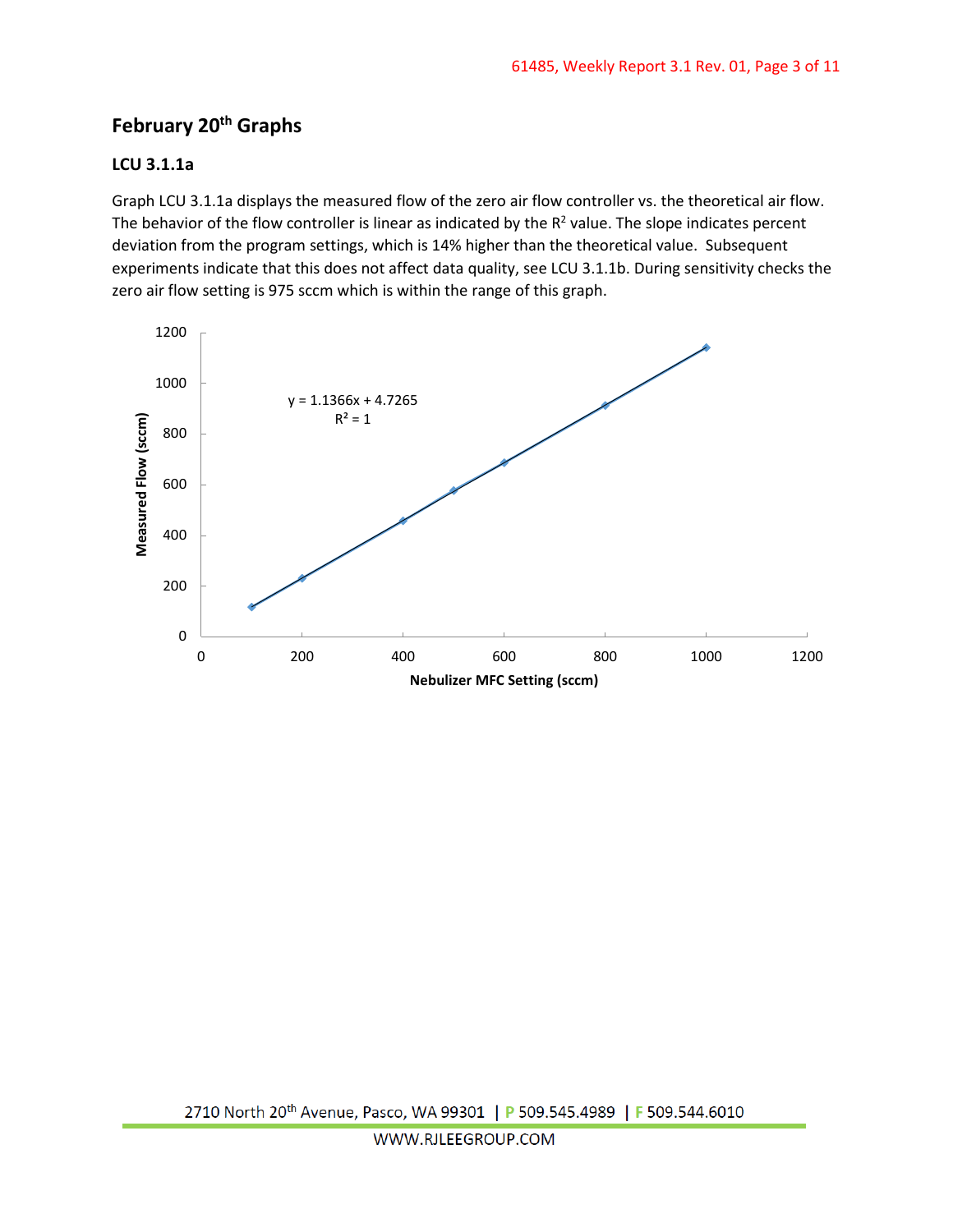## February 20th Graphs

### LCU 3.1.1a

Graph LCU 3.1.1a displays the measured flow of the zero air flow controller vs. the theoretical air flow. The behavior of the flow controller is linear as indicated by the $R^2$ value. The slope indicates percent deviation from the program settings, which is 14% higher than the theoretical value. Subsequent experiments indicate that this does not affect data quality, see LCU 3.1.1b. During sensitivity checks the zero air flow setting is 975 sccm which is within the range of this graph.

$y = 1.1366x + 4.7265$

$R^2 = 1$

Measured Flow (sccm) vs. Nebulizer MFC Setting (sccm)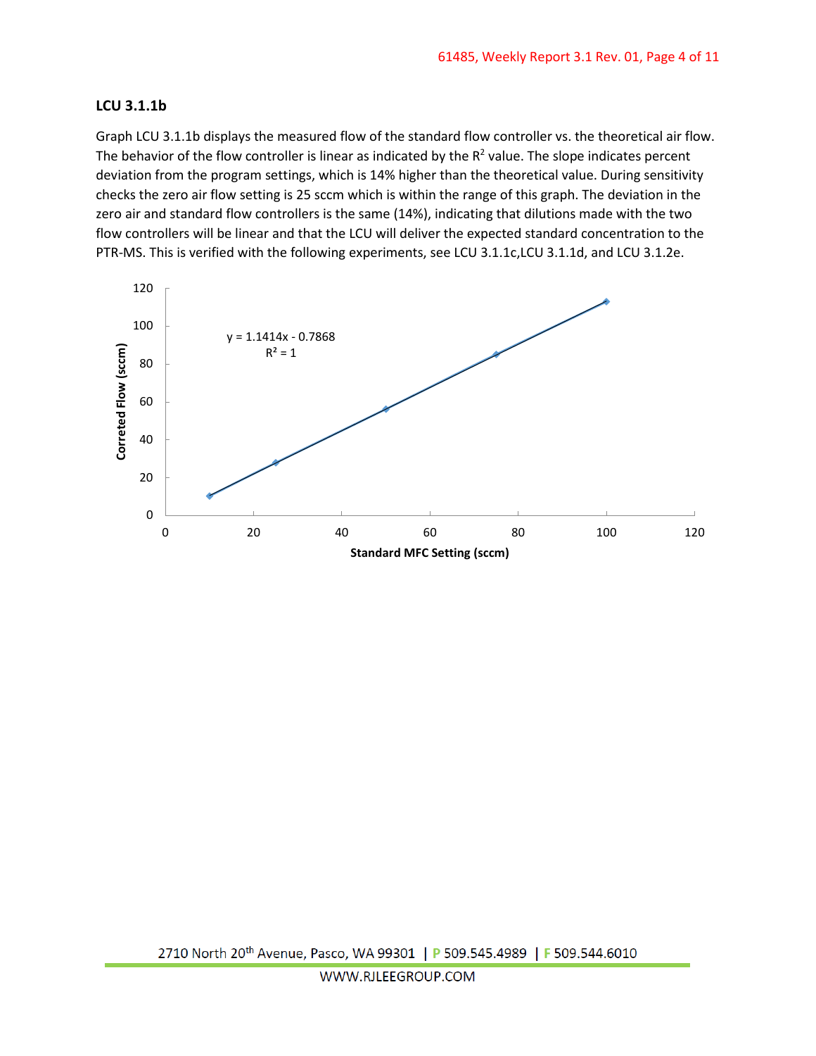### LCU 3.1.1b

Graph LCU 3.1.1b displays the measured flow of the standard flow controller vs. the theoretical air flow. The behavior of the flow controller is linear as indicated by the $R^2$ value. The slope indicates percent deviation from the program settings, which is 14% higher than the theoretical value. During sensitivity checks the zero air flow setting is 25 sccm which is within the range of this graph. The deviation in the zero air and standard flow controllers is the same (14%), indicating that dilutions made with the two flow controllers will be linear and that the LCU will deliver the expected standard concentration to the PTR-MS. This is verified with the following experiments, see LCU 3.1.1c,LCU 3.1.1d, and LCU 3.1.2e.

$y = 1.1414x - 0.7868$

$R^2 = 1$

Corrected Flow (sccm) vs. Standard MFC Setting (sccm)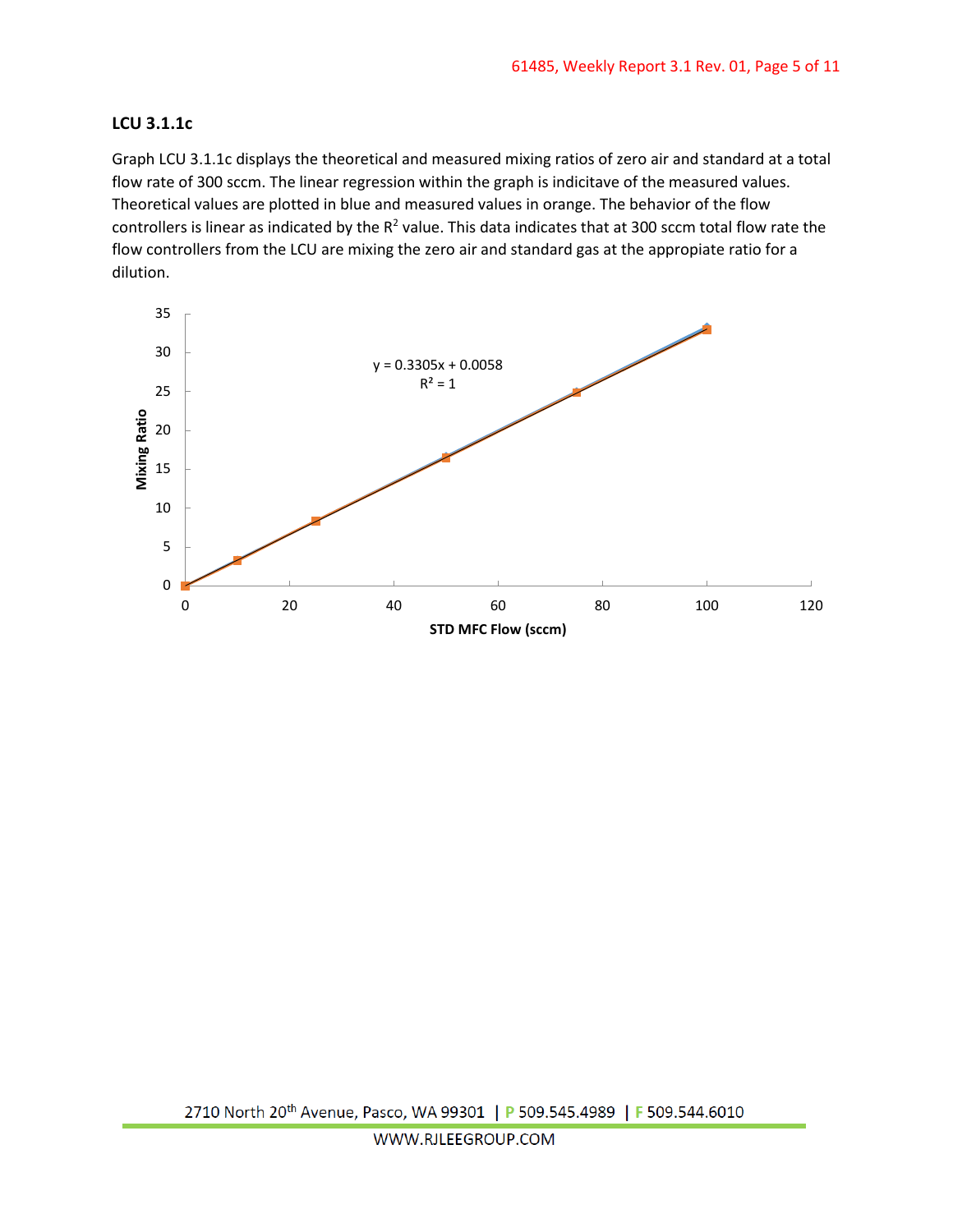### LCU 3.1.1c

Graph LCU 3.1.1c displays the theoretical and measured mixing ratios of zero air and standard at a total flow rate of 300 sccm. The linear regression within the graph is indicitave of the measured values. Theoretical values are plotted in blue and measured values in orange. The behavior of the flow controllers is linear as indicated by the $R^2$ value. This data indicates that at 300 sccm total flow rate the flow controllers from the LCU are mixing the zero air and standard gas at the appropiate ratio for a dilution.

y = 0.3305x + 0.0058

$R^2 = 1$

Mixing Ratio

STD MFC Flow (sccm)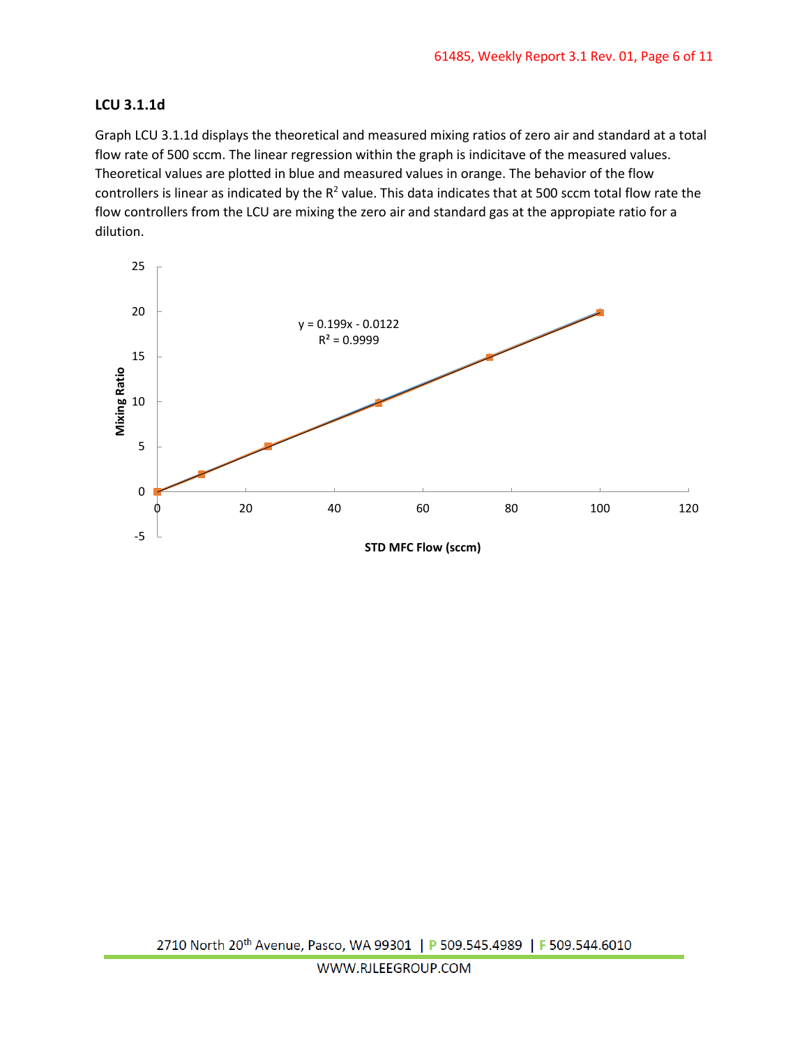### LCU 3.1.1d

Graph LCU 3.1.1d displays the theoretical and measured mixing ratios of zero air and standard at a total flow rate of 500 sccm. The linear regression within the graph is indicitave of the measured values. Theoretical values are plotted in blue and measured values in orange. The behavior of the flow controllers is linear as indicated by the $R^2$ value. This data indicates that at 500 sccm total flow rate the flow controllers from the LCU are mixing the zero air and standard gas at the appropiate ratio for a dilution.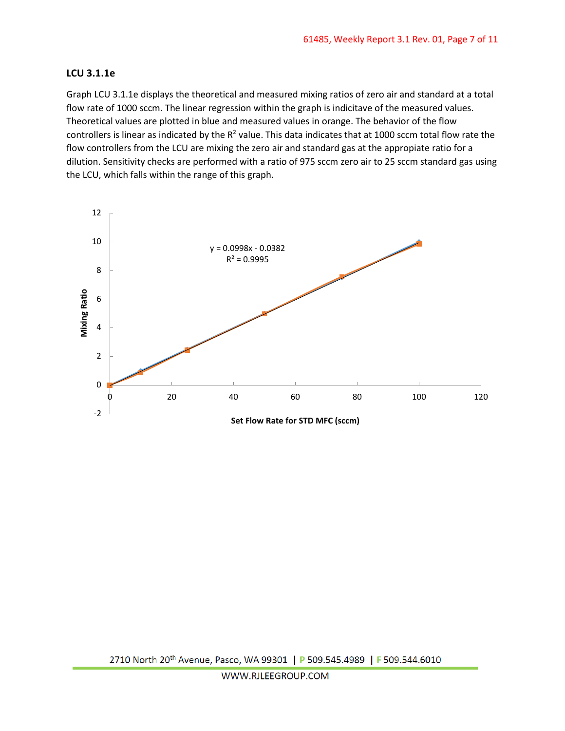### LCU 3.1.1e

Graph LCU 3.1.1e displays the theoretical and measured mixing ratios of zero air and standard at a total flow rate of 1000 sccm. The linear regression within the graph is indicitave of the measured values. Theoretical values are plotted in blue and measured values in orange. The behavior of the flow controllers is linear as indicated by the $R^2$ value. This data indicates that at 1000 sccm total flow rate the flow controllers from the LCU are mixing the zero air and standard gas at the appropiate ratio for a dilution. Sensitivity checks are performed with a ratio of 975 sccm zero air to 25 sccm standard gas using the LCU, which falls within the range of this graph.

$y = 0.0998x - 0.0382$

$R^2 = 0.9995$

Mixing Ratio

Set Flow Rate for STD MFC (sccm)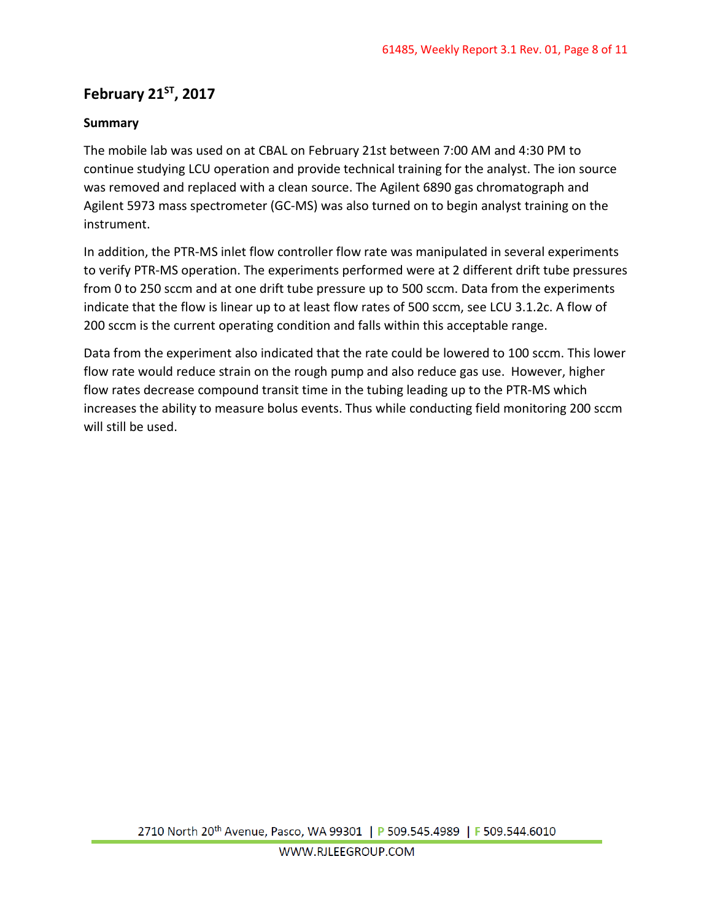## February 21[ST], 2017

### Summary

The mobile lab was used on at CBAL on February 21st between 7:00 AM and 4:30 PM to continue studying LCU operation and provide technical training for the analyst. The ion source was removed and replaced with a clean source. The Agilent 6890 gas chromatograph and Agilent 5973 mass spectrometer (GC-MS) was also turned on to begin analyst training on the instrument.

In addition, the PTR-MS inlet flow controller flow rate was manipulated in several experiments to verify PTR-MS operation. The experiments performed were at 2 different drift tube pressures from 0 to 250 sccm and at one drift tube pressure up to 500 sccm. Data from the experiments indicate that the flow is linear up to at least flow rates of 500 sccm, see LCU 3.1.2c. A flow of 200 sccm is the current operating condition and falls within this acceptable range.

Data from the experiment also indicated that the rate could be lowered to 100 sccm. This lower flow rate would reduce strain on the rough pump and also reduce gas use. However, higher flow rates decrease compound transit time in the tubing leading up to the PTR-MS which increases the ability to measure bolus events. Thus while conducting field monitoring 200 sccm will still be used.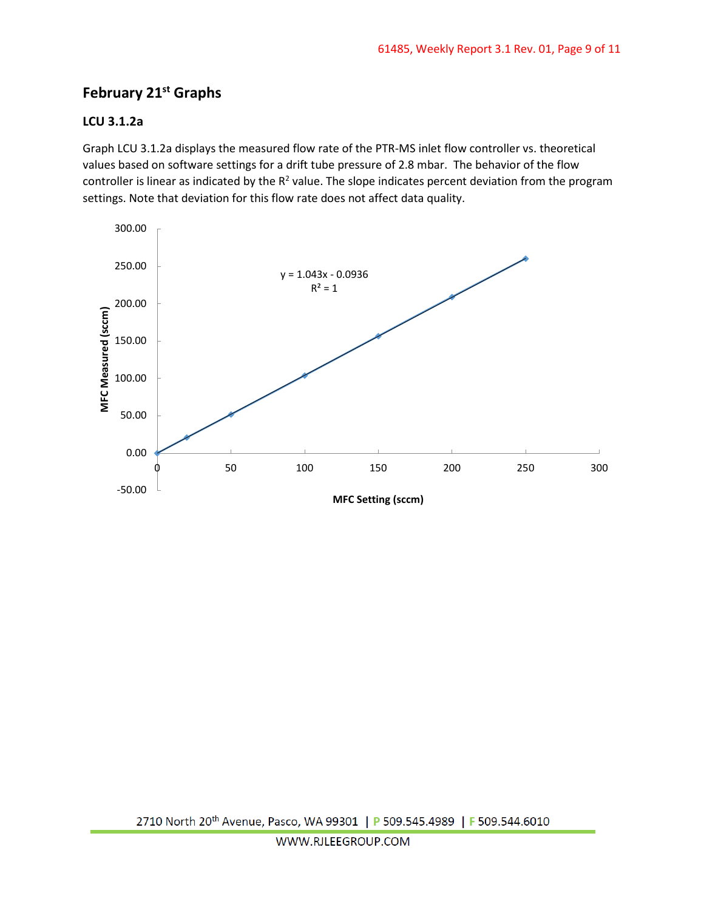## February 21st Graphs

### LCU 3.1.2a

Graph LCU 3.1.2a displays the measured flow rate of the PTR-MS inlet flow controller vs. theoretical values based on software settings for a drift tube pressure of 2.8 mbar. The behavior of the flow controller is linear as indicated by the $R^2$ value. The slope indicates percent deviation from the program settings. Note that deviation for this flow rate does not affect data quality.

$y = 1.043x - 0.0936$

$R^2 = 1$

MFC Measured (sccm)

MFC Setting (sccm)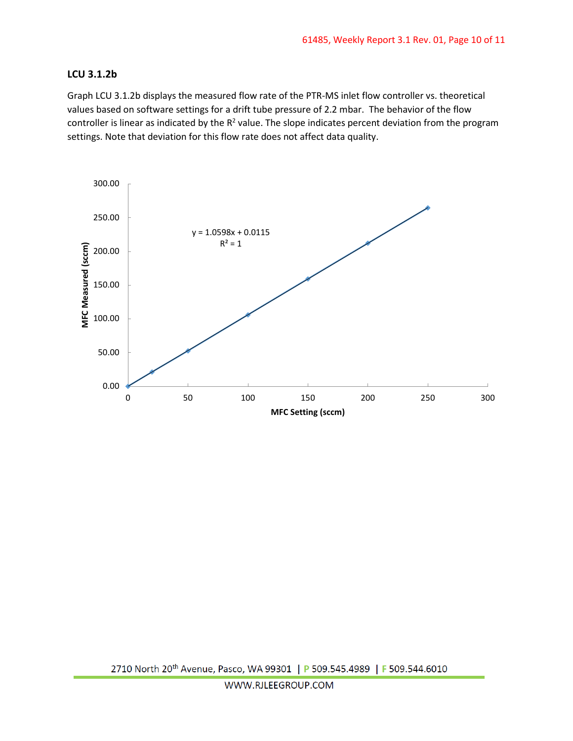### LCU 3.1.2b

Graph LCU 3.1.2b displays the measured flow rate of the PTR-MS inlet flow controller vs. theoretical values based on software settings for a drift tube pressure of 2.2 mbar. The behavior of the flow controller is linear as indicated by the $R^2$ value. The slope indicates percent deviation from the program settings. Note that deviation for this flow rate does not affect data quality.

$y = 1.0598x + 0.0115$

$R^2 = 1$

MFC Measured (sccm)

MFC Setting (sccm)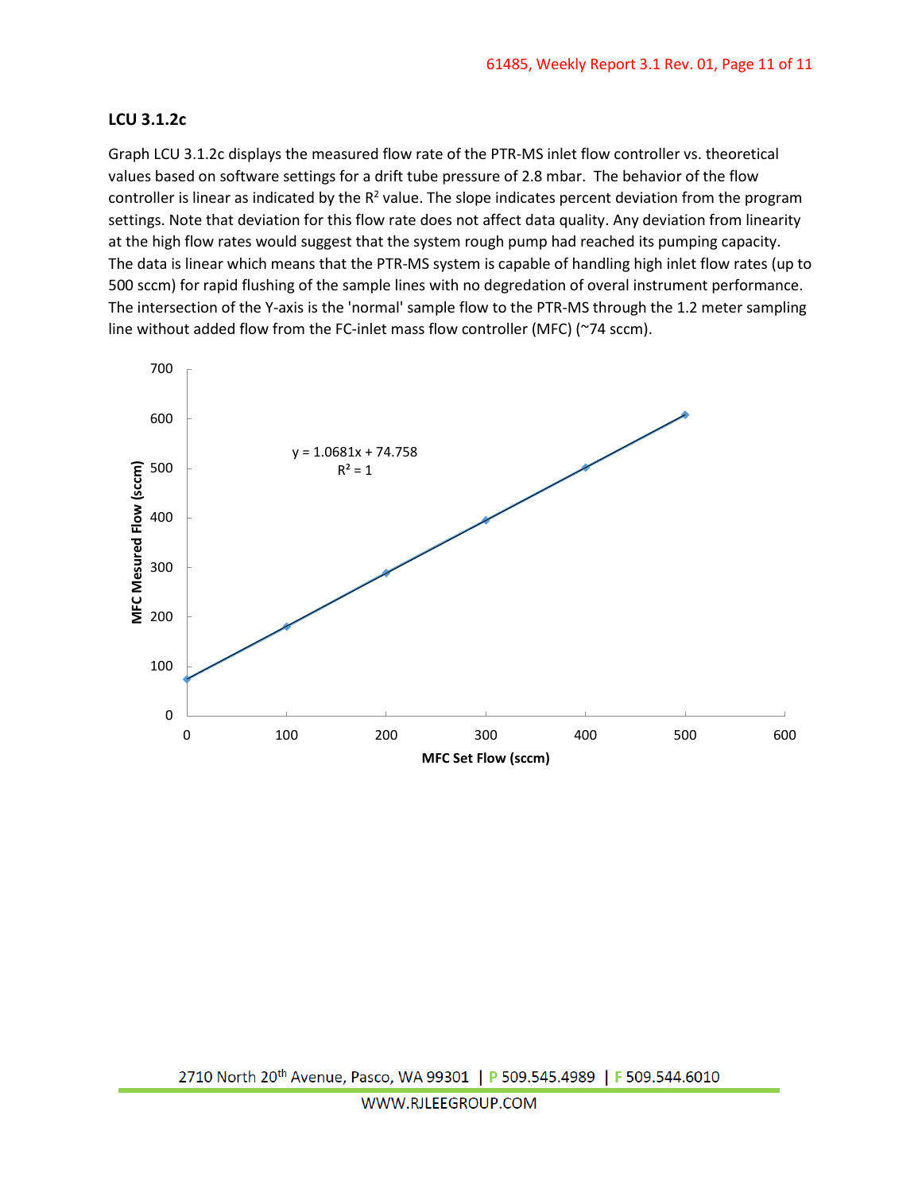### LCU 3.1.2c

Graph LCU 3.1.2c displays the measured flow rate of the PTR-MS inlet flow controller vs. theoretical values based on software settings for a drift tube pressure of 2.8 mbar. The behavior of the flow controller is linear as indicated by the $R^2$ value. The slope indicates percent deviation from the program settings. Note that deviation for this flow rate does not affect data quality. Any deviation from linearity at the high flow rates would suggest that the system rough pump had reached its pumping capacity. The data is linear which means that the PTR-MS system is capable of handling high inlet flow rates (up to 500 sccm) for rapid flushing of the sample lines with no degredation of overal instrument performance. The intersection of the Y-axis is the 'normal' sample flow to the PTR-MS through the 1.2 meter sampling line without added flow from the FC-inlet mass flow controller (MFC) (~74 sccm).

$y = 1.0681x + 74.758$

$R^2 = 1$

MFC Mesured Flow (sccm)

0
100
200
300
400
500
600
700

MFC Set Flow (sccm)

0
100
200
300
400
500
600

2710 North 20th Avenue, Pasco, WA 99301 | P 509.545.4989 | F 509.544.6010

WWW.RJLEEGROUP.COM